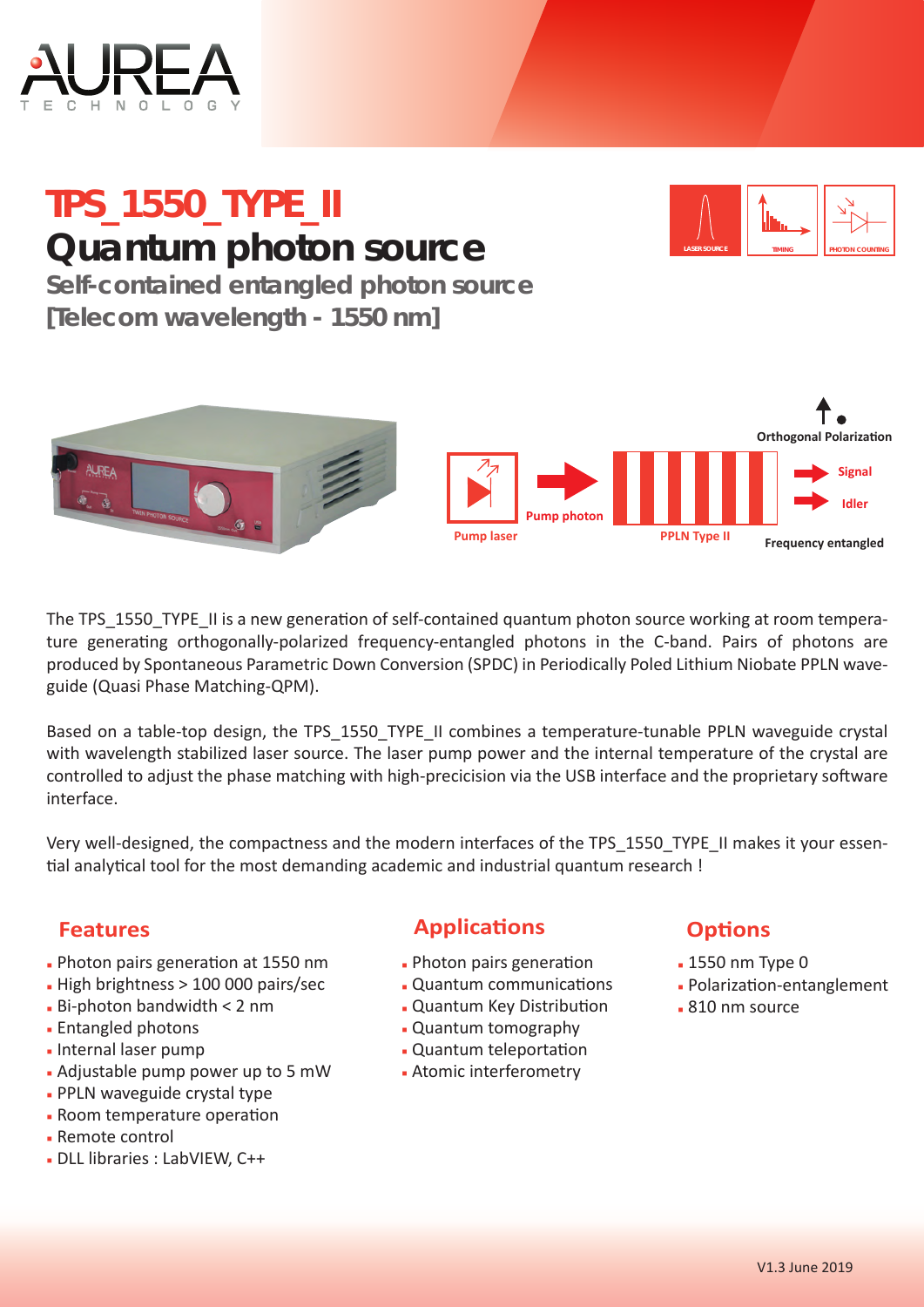# TPS_1550_TYPE_II

## Quantum photon source

### Self-contained entangled photon source [Telecom wavelength - 1550 nm]

LASER SOURCE

TIMING

PHOTON COUNTING

Orthogonal Polarization

Signal

Idler

Pump laser

Pump photon

PPLN Type II

Frequency entangled

The TPS_1550_TYPE_II is a new generation of self-contained quantum photon source working at room temperature generating orthogonally-polarized frequency-entangled photons in the C-band. Pairs of photons are produced by Spontaneous Parametric Down Conversion (SPDC) in Periodically Poled Lithium Niobate PPLN waveguide (Quasi Phase Matching-QPM).

Based on a table-top design, the TPS_1550_TYPE_II combines a temperature-tunable PPLN waveguide crystal with wavelength stabilized laser source. The laser pump power and the internal temperature of the crystal are controlled to adjust the phase matching with high-precicision via the USB interface and the proprietary software interface.

Very well-designed, the compactness and the modern interfaces of the TPS_1550_TYPE_II makes it your essential analytical tool for the most demanding academic and industrial quantum research !

## Features

- Photon pairs generation at 1550 nm
- High brightness > 100 000 pairs/sec
- Bi-photon bandwidth < 2 nm
- Entangled photons
- Internal laser pump
- Adjustable pump power up to 5 mW
- PPLN waveguide crystal type
- Room temperature operation
- Remote control
- DLL libraries : LabVIEW, C++

## Applications

- Photon pairs generation
- Quantum communications
- Quantum Key Distribution
- Quantum tomography
- Quantum teleportation
- Atomic interferometry

## Options

- 1550 nm Type 0
- Polarization-entanglement
- 810 nm source

V1.3 June 2019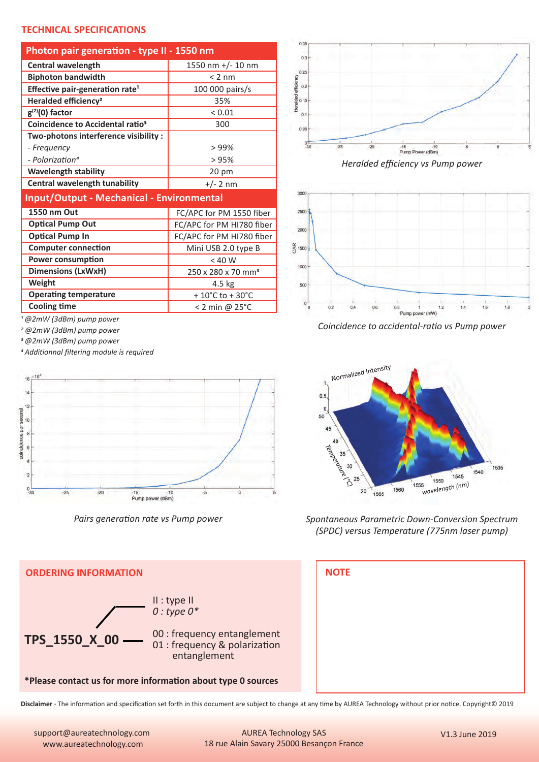## TECHNICAL SPECIFICATIONS

| Photon pair generation - type II - 1550 nm | |
|---|---|
| **Central wavelength** | 1550 nm +/- 10 nm |
| **Biphoton bandwidth** | < 2 nm |
| **Effective pair-generation rate**[1] | 100 000 pairs/s |
| **Heralded efficiency**[2] | 35% |
| **$g^{(2)}(0)$ factor** | < 0.01 |
| **Coincidence to Accidental ratio**[3] | 300 |
| **Two-photons interference visibility :** | |
| *- Frequency* | > 99% |
| *- Polarization*[4] | > 95% |
| **Wavelength stability** | 20 pm |
| **Central wavelength tunability** | +/- 2 nm |

| Input/Output - Mechanical - Environmental | |
|---|---|
| **1550 nm Out** | FC/APC for PM 1550 fiber |
| **Optical Pump Out** | FC/APC for PM HI780 fiber |
| **Optical Pump In** | FC/APC for PM HI780 fiber |
| **Computer connection** | Mini USB 2.0 type B |
| **Power consumption** | < 40 W |
| **Dimensions (LxWxH)** | 250 x 280 x 70 mm³ |
| **Weight** | 4.5 kg |
| **Operating temperature** | + 10°C to + 30°C |
| **Cooling time** | < 2 min @ 25°C |

*[1] @2mW (3dBm) pump power*
*[2] @2mW (3dBm) pump power*
*[3] @2mW (3dBm) pump power*
*[4] Additionnal filtering module is required*

Heralded efficiency
Pump Power (dBm)

*Heralded efficiency vs Pump power*

CAR
Pump power (mW)

*Coincidence to accidental-ratio vs Pump power*

coincidence per second
Pump power (dBm)

*Pairs generation rate vs Pump power*

Normalized Intensity
Temperature (°C)
wavelength (nm)

*Spontaneous Parametric Down-Conversion Spectrum (SPDC) versus Temperature (775nm laser pump)*

## ORDERING INFORMATION

**TPS_1550_X_00**

II : type II
*0 : type 0**

00 : frequency entanglement
01 : frequency & polarization entanglement

***Please contact us for more information about type 0 sources**

## NOTE

**Disclaimer** - The information and specification set forth in this document are subject to change at any time by AUREA Technology without prior notice. Copyright© 2019

support@aureatechnology.com
www.aureatechnology.com

AUREA Technology SAS
18 rue Alain Savary 25000 Besançon France

V1.3 June 2019